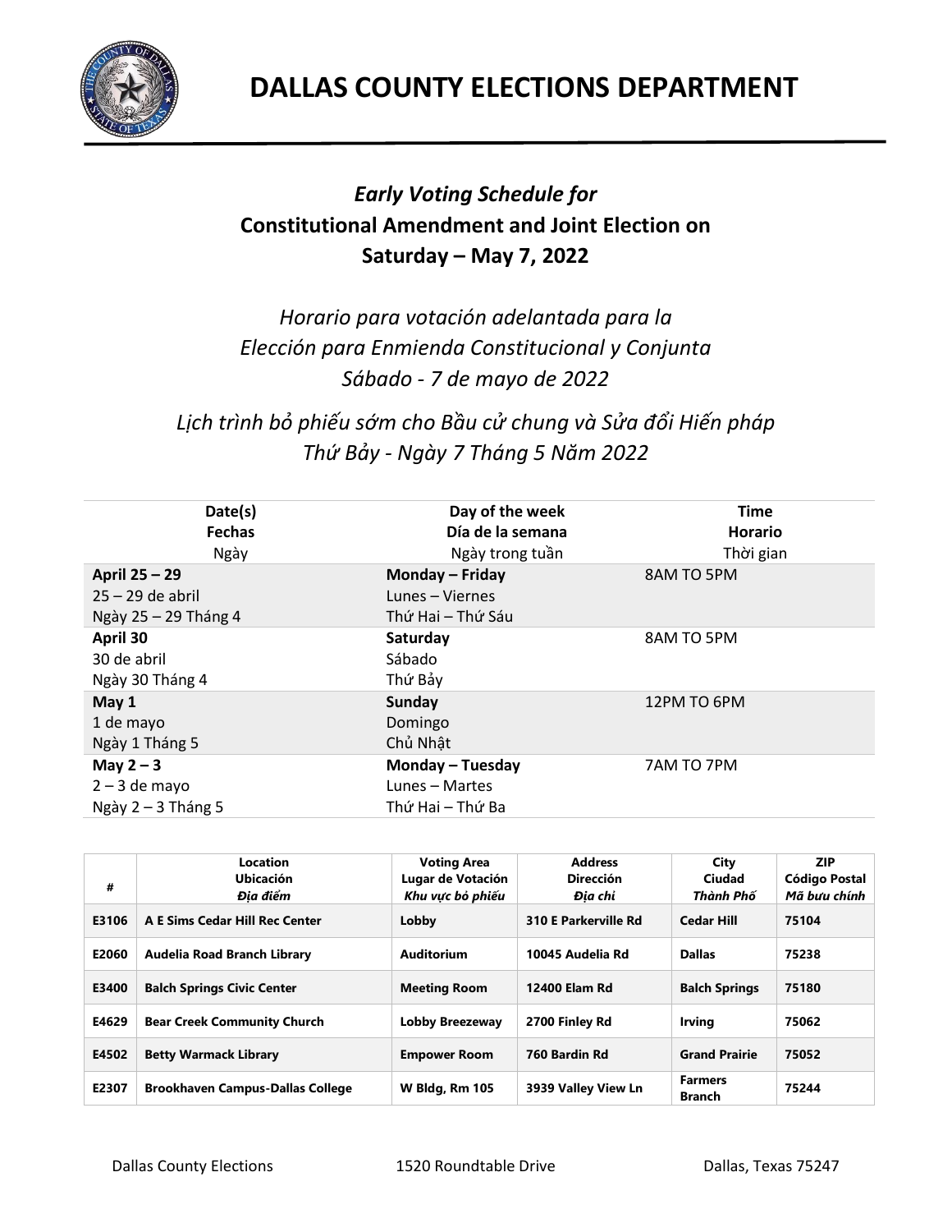# DALLAS COUNTY ELECTIONS DEPARTMENT

***Early Voting Schedule for***
**Constitutional Amendment and Joint Election on**
**Saturday – May 7, 2022**

*Horario para votación adelantada para la*
*Elección para Enmienda Constitucional y Conjunta*
*Sábado - 7 de mayo de 2022*

*Lịch trình bỏ phiếu sớm cho Bầu cử chung và Sửa đổi Hiến pháp*
*Thứ Bảy - Ngày 7 Tháng 5 Năm 2022*

| **Date(s)**<br>**Fechas**<br>Ngày | **Day of the week**<br>**Día de la semana**<br>Ngày trong tuần | **Time**<br>**Horario**<br>Thời gian |
|---|---|---|
| **April 25 – 29**<br>25 – 29 de abril<br>Ngày 25 – 29 Tháng 4 | **Monday – Friday**<br>Lunes – Viernes<br>Thứ Hai – Thứ Sáu | 8AM TO 5PM |
| **April 30**<br>30 de abril<br>Ngày 30 Tháng 4 | **Saturday**<br>Sábado<br>Thứ Bảy | 8AM TO 5PM |
| **May 1**<br>1 de mayo<br>Ngày 1 Tháng 5 | **Sunday**<br>Domingo<br>Chủ Nhật | 12PM TO 6PM |
| **May 2 – 3**<br>2 – 3 de mayo<br>Ngày 2 – 3 Tháng 5 | **Monday – Tuesday**<br>Lunes – Martes<br>Thứ Hai – Thứ Ba | 7AM TO 7PM |

| # | Location<br>Ubicación<br>*Địa điểm* | Voting Area<br>Lugar de Votación<br>*Khu vực bỏ phiếu* | Address<br>Dirección<br>*Địa chỉ* | City<br>Ciudad<br>*Thành Phố* | ZIP<br>Código Postal<br>*Mã bưu chính* |
|---|---|---|---|---|---|
| **E3106** | **A E Sims Cedar Hill Rec Center** | **Lobby** | **310 E Parkerville Rd** | **Cedar Hill** | **75104** |
| **E2060** | **Audelia Road Branch Library** | **Auditorium** | **10045 Audelia Rd** | **Dallas** | **75238** |
| **E3400** | **Balch Springs Civic Center** | **Meeting Room** | **12400 Elam Rd** | **Balch Springs** | **75180** |
| **E4629** | **Bear Creek Community Church** | **Lobby Breezeway** | **2700 Finley Rd** | **Irving** | **75062** |
| **E4502** | **Betty Warmack Library** | **Empower Room** | **760 Bardin Rd** | **Grand Prairie** | **75052** |
| **E2307** | **Brookhaven Campus-Dallas College** | **W Bldg, Rm 105** | **3939 Valley View Ln** | **Farmers Branch** | **75244** |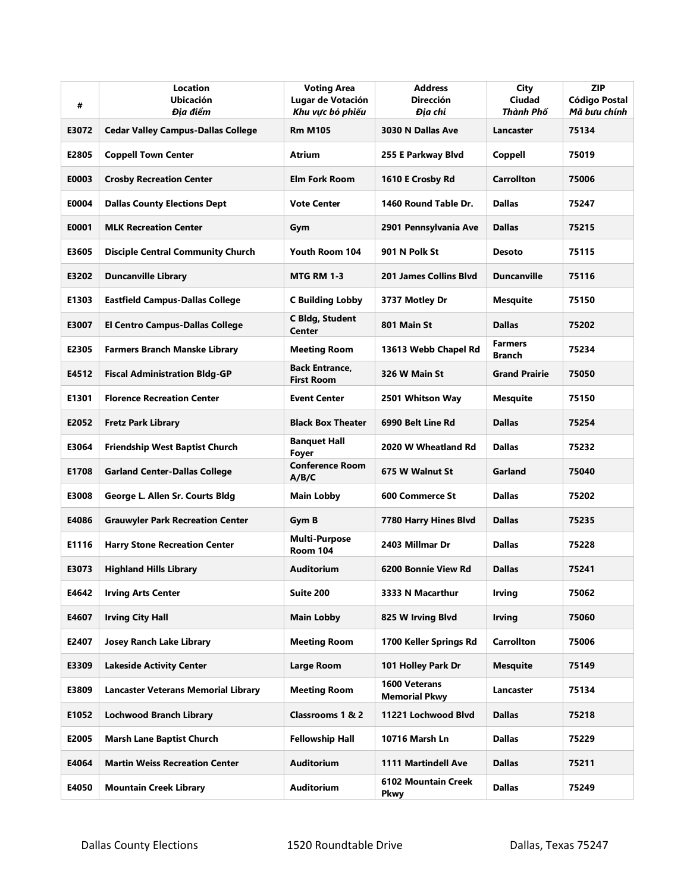| # | Location<br>Ubicación<br>*Địa điểm* | Voting Area<br>Lugar de Votación<br>*Khu vực bỏ phiếu* | Address<br>Dirección<br>*Địa chỉ* | City<br>Ciudad<br>*Thành Phố* | ZIP<br>Código Postal<br>*Mã bưu chính* |
|---|---|---|---|---|---|
| **E3072** | **Cedar Valley Campus-Dallas College** | **Rm M105** | **3030 N Dallas Ave** | **Lancaster** | **75134** |
| **E2805** | **Coppell Town Center** | **Atrium** | **255 E Parkway Blvd** | **Coppell** | **75019** |
| **E0003** | **Crosby Recreation Center** | **Elm Fork Room** | **1610 E Crosby Rd** | **Carrollton** | **75006** |
| **E0004** | **Dallas County Elections Dept** | **Vote Center** | **1460 Round Table Dr.** | **Dallas** | **75247** |
| **E0001** | **MLK Recreation Center** | **Gym** | **2901 Pennsylvania Ave** | **Dallas** | **75215** |
| **E3605** | **Disciple Central Community Church** | **Youth Room 104** | **901 N Polk St** | **Desoto** | **75115** |
| **E3202** | **Duncanville Library** | **MTG RM 1-3** | **201 James Collins Blvd** | **Duncanville** | **75116** |
| **E1303** | **Eastfield Campus-Dallas College** | **C Building Lobby** | **3737 Motley Dr** | **Mesquite** | **75150** |
| **E3007** | **El Centro Campus-Dallas College** | **C Bldg, Student Center** | **801 Main St** | **Dallas** | **75202** |
| **E2305** | **Farmers Branch Manske Library** | **Meeting Room** | **13613 Webb Chapel Rd** | **Farmers Branch** | **75234** |
| **E4512** | **Fiscal Administration Bldg-GP** | **Back Entrance, First Room** | **326 W Main St** | **Grand Prairie** | **75050** |
| **E1301** | **Florence Recreation Center** | **Event Center** | **2501 Whitson Way** | **Mesquite** | **75150** |
| **E2052** | **Fretz Park Library** | **Black Box Theater** | **6990 Belt Line Rd** | **Dallas** | **75254** |
| **E3064** | **Friendship West Baptist Church** | **Banquet Hall Foyer** | **2020 W Wheatland Rd** | **Dallas** | **75232** |
| **E1708** | **Garland Center-Dallas College** | **Conference Room A/B/C** | **675 W Walnut St** | **Garland** | **75040** |
| **E3008** | **George L. Allen Sr. Courts Bldg** | **Main Lobby** | **600 Commerce St** | **Dallas** | **75202** |
| **E4086** | **Grauwyler Park Recreation Center** | **Gym B** | **7780 Harry Hines Blvd** | **Dallas** | **75235** |
| **E1116** | **Harry Stone Recreation Center** | **Multi-Purpose Room 104** | **2403 Millmar Dr** | **Dallas** | **75228** |
| **E3073** | **Highland Hills Library** | **Auditorium** | **6200 Bonnie View Rd** | **Dallas** | **75241** |
| **E4642** | **Irving Arts Center** | **Suite 200** | **3333 N Macarthur** | **Irving** | **75062** |
| **E4607** | **Irving City Hall** | **Main Lobby** | **825 W Irving Blvd** | **Irving** | **75060** |
| **E2407** | **Josey Ranch Lake Library** | **Meeting Room** | **1700 Keller Springs Rd** | **Carrollton** | **75006** |
| **E3309** | **Lakeside Activity Center** | **Large Room** | **101 Holley Park Dr** | **Mesquite** | **75149** |
| **E3809** | **Lancaster Veterans Memorial Library** | **Meeting Room** | **1600 Veterans Memorial Pkwy** | **Lancaster** | **75134** |
| **E1052** | **Lochwood Branch Library** | **Classrooms 1 & 2** | **11221 Lochwood Blvd** | **Dallas** | **75218** |
| **E2005** | **Marsh Lane Baptist Church** | **Fellowship Hall** | **10716 Marsh Ln** | **Dallas** | **75229** |
| **E4064** | **Martin Weiss Recreation Center** | **Auditorium** | **1111 Martindell Ave** | **Dallas** | **75211** |
| **E4050** | **Mountain Creek Library** | **Auditorium** | **6102 Mountain Creek Pkwy** | **Dallas** | **75249** |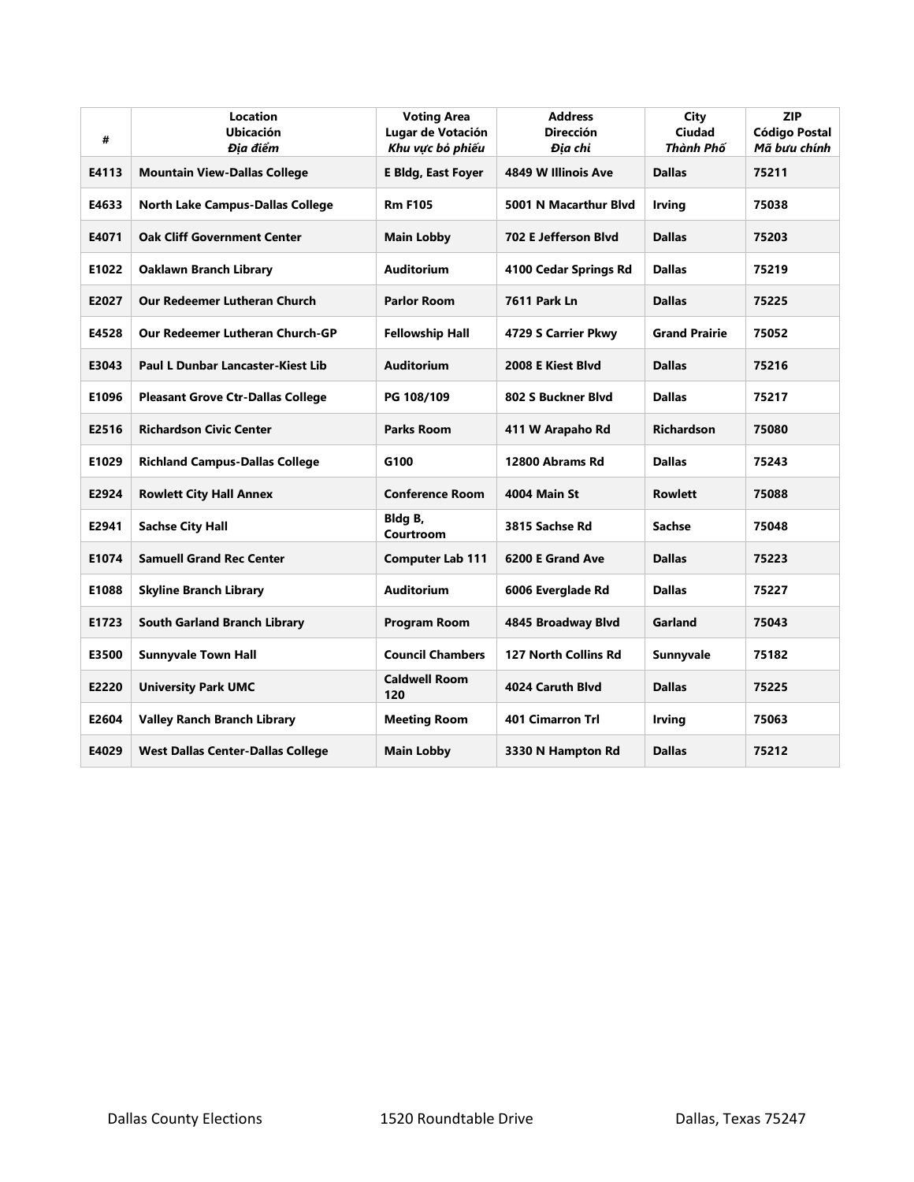| # | Location<br>Ubicación<br>*Địa điểm* | Voting Area<br>Lugar de Votación<br>*Khu vực bỏ phiếu* | Address<br>Dirección<br>*Địa chỉ* | City<br>Ciudad<br>*Thành Phố* | ZIP<br>Código Postal<br>*Mã bưu chính* |
|---|---|---|---|---|---|
| **E4113** | **Mountain View-Dallas College** | **E Bldg, East Foyer** | **4849 W Illinois Ave** | **Dallas** | **75211** |
| **E4633** | **North Lake Campus-Dallas College** | **Rm F105** | **5001 N Macarthur Blvd** | **Irving** | **75038** |
| **E4071** | **Oak Cliff Government Center** | **Main Lobby** | **702 E Jefferson Blvd** | **Dallas** | **75203** |
| **E1022** | **Oaklawn Branch Library** | **Auditorium** | **4100 Cedar Springs Rd** | **Dallas** | **75219** |
| **E2027** | **Our Redeemer Lutheran Church** | **Parlor Room** | **7611 Park Ln** | **Dallas** | **75225** |
| **E4528** | **Our Redeemer Lutheran Church-GP** | **Fellowship Hall** | **4729 S Carrier Pkwy** | **Grand Prairie** | **75052** |
| **E3043** | **Paul L Dunbar Lancaster-Kiest Lib** | **Auditorium** | **2008 E Kiest Blvd** | **Dallas** | **75216** |
| **E1096** | **Pleasant Grove Ctr-Dallas College** | **PG 108/109** | **802 S Buckner Blvd** | **Dallas** | **75217** |
| **E2516** | **Richardson Civic Center** | **Parks Room** | **411 W Arapaho Rd** | **Richardson** | **75080** |
| **E1029** | **Richland Campus-Dallas College** | **G100** | **12800 Abrams Rd** | **Dallas** | **75243** |
| **E2924** | **Rowlett City Hall Annex** | **Conference Room** | **4004 Main St** | **Rowlett** | **75088** |
| **E2941** | **Sachse City Hall** | **Bldg B, Courtroom** | **3815 Sachse Rd** | **Sachse** | **75048** |
| **E1074** | **Samuell Grand Rec Center** | **Computer Lab 111** | **6200 E Grand Ave** | **Dallas** | **75223** |
| **E1088** | **Skyline Branch Library** | **Auditorium** | **6006 Everglade Rd** | **Dallas** | **75227** |
| **E1723** | **South Garland Branch Library** | **Program Room** | **4845 Broadway Blvd** | **Garland** | **75043** |
| **E3500** | **Sunnyvale Town Hall** | **Council Chambers** | **127 North Collins Rd** | **Sunnyvale** | **75182** |
| **E2220** | **University Park UMC** | **Caldwell Room 120** | **4024 Caruth Blvd** | **Dallas** | **75225** |
| **E2604** | **Valley Ranch Branch Library** | **Meeting Room** | **401 Cimarron Trl** | **Irving** | **75063** |
| **E4029** | **West Dallas Center-Dallas College** | **Main Lobby** | **3330 N Hampton Rd** | **Dallas** | **75212** |

Dallas County Elections 1520 Roundtable Drive Dallas, Texas 75247